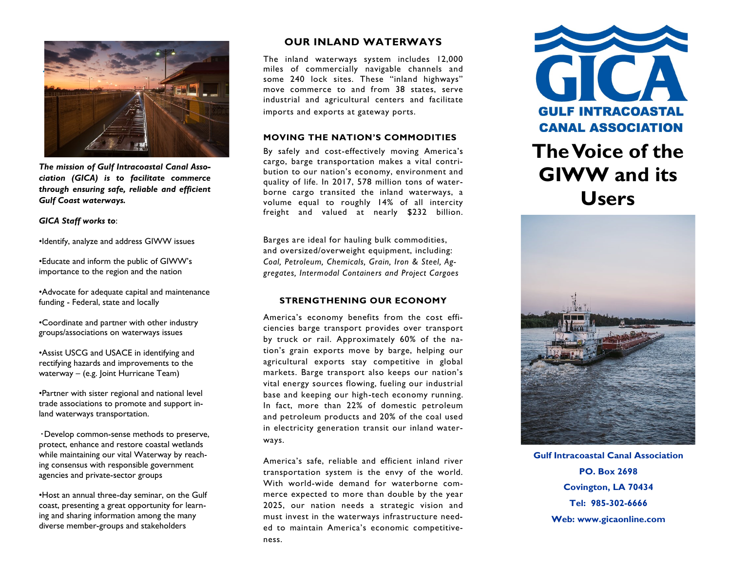*The mission of Gulf Intracoastal Canal Association (GICA) is to facilitate commerce through ensuring safe, reliable and efficient Gulf Coast waterways.*

***GICA Staff works to***:

•Identify, analyze and address GIWW issues

•Educate and inform the public of GIWW's importance to the region and the nation

•Advocate for adequate capital and maintenance funding - Federal, state and locally

•Coordinate and partner with other industry groups/associations on waterways issues

•Assist USCG and USACE in identifying and rectifying hazards and improvements to the waterway – (e.g. Joint Hurricane Team)

•Partner with sister regional and national level trade associations to promote and support inland waterways transportation.

•Develop common-sense methods to preserve, protect, enhance and restore coastal wetlands while maintaining our vital Waterway by reaching consensus with responsible government agencies and private-sector groups

•Host an annual three-day seminar, on the Gulf coast, presenting a great opportunity for learning and sharing information among the many diverse member-groups and stakeholders

## OUR INLAND WATERWAYS

The inland waterways system includes 12,000 miles of commercially navigable channels and some 240 lock sites. These "inland highways" move commerce to and from 38 states, serve industrial and agricultural centers and facilitate imports and exports at gateway ports.

### MOVING THE NATION'S COMMODITIES

By safely and cost-effectively moving America's cargo, barge transportation makes a vital contribution to our nation's economy, environment and quality of life. In 2017, 578 million tons of waterborne cargo transited the inland waterways, a volume equal to roughly 14% of all intercity freight and valued at nearly $232 billion.

Barges are ideal for hauling bulk commodities, and oversized/overweight equipment, including: *Coal, Petroleum, Chemicals, Grain, Iron & Steel, Aggregates, Intermodal Containers and Project Cargoes*

### STRENGTHENING OUR ECONOMY

America's economy benefits from the cost efficiencies barge transport provides over transport by truck or rail. Approximately 60% of the nation's grain exports move by barge, helping our agricultural exports stay competitive in global markets. Barge transport also keeps our nation's vital energy sources flowing, fueling our industrial base and keeping our high-tech economy running. In fact, more than 22% of domestic petroleum and petroleum products and 20% of the coal used in electricity generation transit our inland waterways.

America's safe, reliable and efficient inland river transportation system is the envy of the world. With world-wide demand for waterborne commerce expected to more than double by the year 2025, our nation needs a strategic vision and must invest in the waterways infrastructure needed to maintain America's economic competitiveness.

# GICA

**GULF INTRACOASTAL CANAL ASSOCIATION**

# The Voice of the GIWW and its Users

**Gulf Intracoastal Canal Association**

**PO. Box 2698**

**Covington, LA 70434**

**Tel: 985-302-6666**

**Web: www.gicaonline.com**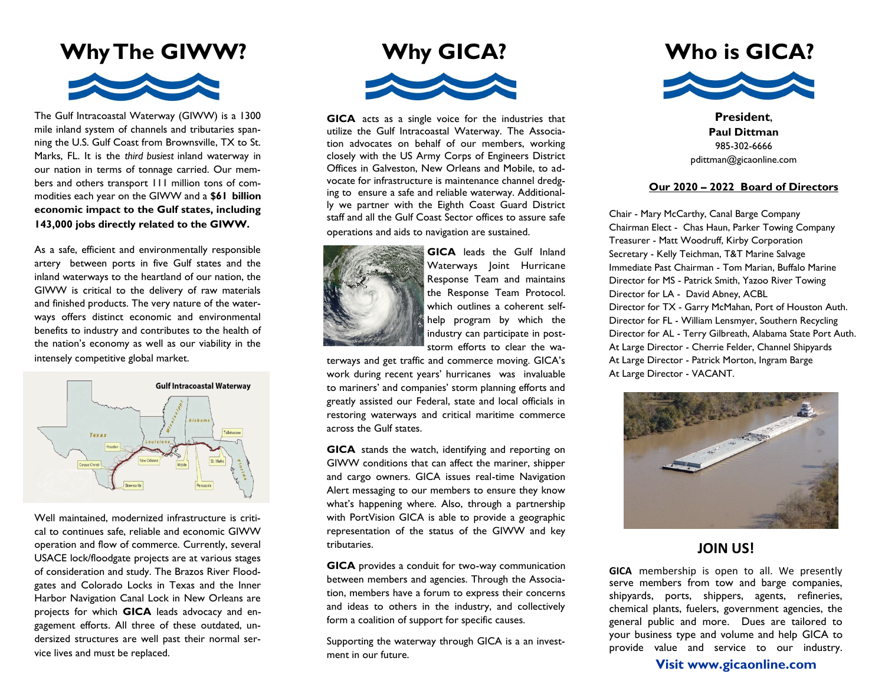# Why The GIWW?

The Gulf Intracoastal Waterway (GIWW) is a 1300 mile inland system of channels and tributaries spanning the U.S. Gulf Coast from Brownsville, TX to St. Marks, FL. It is the *third busiest* inland waterway in our nation in terms of tonnage carried. Our members and others transport 111 million tons of commodities each year on the GIWW and a **$61 billion economic impact to the Gulf states, including 143,000 jobs directly related to the GIWW.**

As a safe, efficient and environmentally responsible artery between ports in five Gulf states and the inland waterways to the heartland of our nation, the GIWW is critical to the delivery of raw materials and finished products. The very nature of the waterways offers distinct economic and environmental benefits to industry and contributes to the health of the nation's economy as well as our viability in the intensely competitive global market.

Gulf Intracoastal Waterway

Texas
Houston
Corpus Christi
Brownsville
Louisiana
New Orleans
Mississippi
Alabama
Mobile
Pensacola
Tallahassee
St. Marks
Florida

Well maintained, modernized infrastructure is critical to continues safe, reliable and economic GIWW operation and flow of commerce. Currently, several USACE lock/floodgate projects are at various stages of consideration and study. The Brazos River Floodgates and Colorado Locks in Texas and the Inner Harbor Navigation Canal Lock in New Orleans are projects for which **GICA** leads advocacy and engagement efforts. All three of these outdated, undersized structures are well past their normal service lives and must be replaced.

# Why GICA?

**GICA** acts as a single voice for the industries that utilize the Gulf Intracoastal Waterway. The Association advocates on behalf of our members, working closely with the US Army Corps of Engineers District Offices in Galveston, New Orleans and Mobile, to advocate for infrastructure is maintenance channel dredging to ensure a safe and reliable waterway. Additionally we partner with the Eighth Coast Guard District staff and all the Gulf Coast Sector offices to assure safe operations and aids to navigation are sustained.

**GICA** leads the Gulf Inland Waterways Joint Hurricane Response Team and maintains the Response Team Protocol. which outlines a coherent self-help program by which the industry can participate in post-storm efforts to clear the waterways and get traffic and commerce moving. GICA's work during recent years' hurricanes was invaluable to mariners' and companies' storm planning efforts and greatly assisted our Federal, state and local officials in restoring waterways and critical maritime commerce across the Gulf states.

**GICA** stands the watch, identifying and reporting on GIWW conditions that can affect the mariner, shipper and cargo owners. GICA issues real-time Navigation Alert messaging to our members to ensure they know what's happening where. Also, through a partnership with PortVision GICA is able to provide a geographic representation of the status of the GIWW and key tributaries.

**GICA** provides a conduit for two-way communication between members and agencies. Through the Association, members have a forum to express their concerns and ideas to others in the industry, and collectively form a coalition of support for specific causes.

Supporting the waterway through GICA is a an investment in our future.

# Who is GICA?

**President,**
**Paul Dittman**
985-302-6666
pdittman@gicaonline.com

**Our 2020 – 2022 Board of Directors**

Chair - Mary McCarthy, Canal Barge Company
Chairman Elect - Chas Haun, Parker Towing Company
Treasurer - Matt Woodruff, Kirby Corporation
Secretary - Kelly Teichman, T&T Marine Salvage
Immediate Past Chairman - Tom Marian, Buffalo Marine
Director for MS - Patrick Smith, Yazoo River Towing
Director for LA - David Abney, ACBL
Director for TX - Garry McMahan, Port of Houston Auth.
Director for FL - William Lensmyer, Southern Recycling
Director for AL - Terry Gilbreath, Alabama State Port Auth.
At Large Director - Cherrie Felder, Channel Shipyards
At Large Director - Patrick Morton, Ingram Barge
At Large Director - VACANT.

## JOIN US!

**GICA** membership is open to all. We presently serve members from tow and barge companies, shipyards, ports, shippers, agents, refineries, chemical plants, fuelers, government agencies, the general public and more. Dues are tailored to your business type and volume and help GICA to provide value and service to our industry.

**Visit www.gicaonline.com**